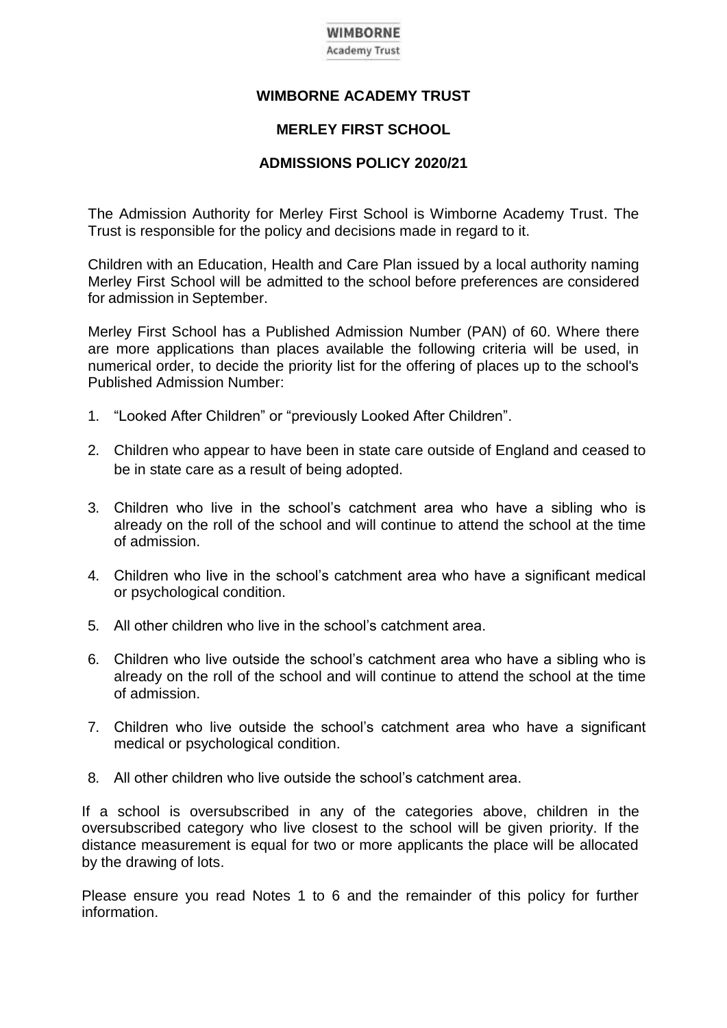WIMBORNE
Academy Trust

# WIMBORNE ACADEMY TRUST

## MERLEY FIRST SCHOOL

## ADMISSIONS POLICY 2020/21

The Admission Authority for Merley First School is Wimborne Academy Trust. The Trust is responsible for the policy and decisions made in regard to it.

Children with an Education, Health and Care Plan issued by a local authority naming Merley First School will be admitted to the school before preferences are considered for admission in September.

Merley First School has a Published Admission Number (PAN) of 60. Where there are more applications than places available the following criteria will be used, in numerical order, to decide the priority list for the offering of places up to the school's Published Admission Number:

1. "Looked After Children" or "previously Looked After Children".
2. Children who appear to have been in state care outside of England and ceased to be in state care as a result of being adopted.
3. Children who live in the school's catchment area who have a sibling who is already on the roll of the school and will continue to attend the school at the time of admission.
4. Children who live in the school's catchment area who have a significant medical or psychological condition.
5. All other children who live in the school's catchment area.
6. Children who live outside the school's catchment area who have a sibling who is already on the roll of the school and will continue to attend the school at the time of admission.
7. Children who live outside the school's catchment area who have a significant medical or psychological condition.
8. All other children who live outside the school's catchment area.

If a school is oversubscribed in any of the categories above, children in the oversubscribed category who live closest to the school will be given priority. If the distance measurement is equal for two or more applicants the place will be allocated by the drawing of lots.

Please ensure you read Notes 1 to 6 and the remainder of this policy for further information.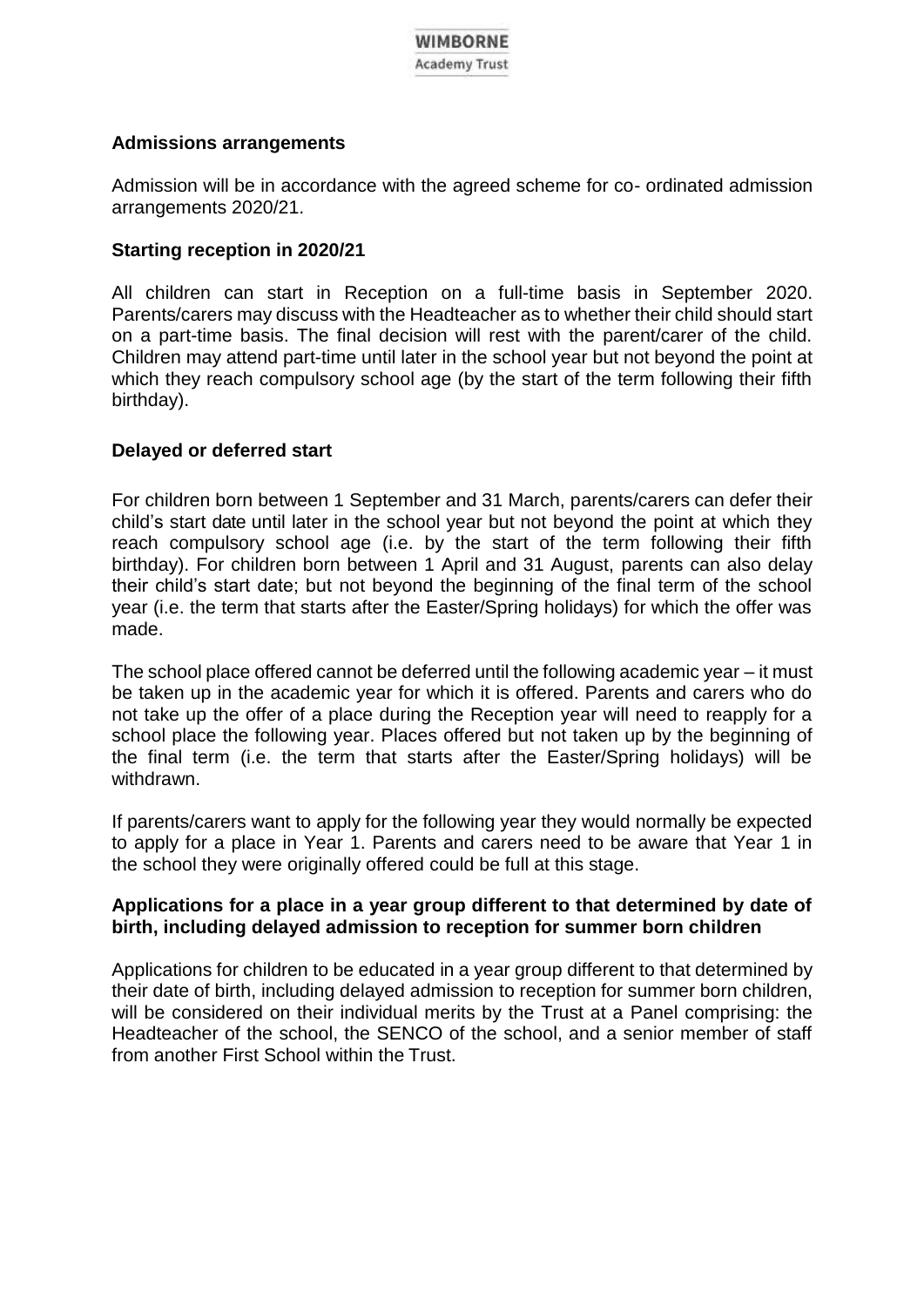## Admissions arrangements

Admission will be in accordance with the agreed scheme for co- ordinated admission arrangements 2020/21.

## Starting reception in 2020/21

All children can start in Reception on a full-time basis in September 2020. Parents/carers may discuss with the Headteacher as to whether their child should start on a part-time basis. The final decision will rest with the parent/carer of the child. Children may attend part-time until later in the school year but not beyond the point at which they reach compulsory school age (by the start of the term following their fifth birthday).

## Delayed or deferred start

For children born between 1 September and 31 March, parents/carers can defer their child's start date until later in the school year but not beyond the point at which they reach compulsory school age (i.e. by the start of the term following their fifth birthday). For children born between 1 April and 31 August, parents can also delay their child's start date; but not beyond the beginning of the final term of the school year (i.e. the term that starts after the Easter/Spring holidays) for which the offer was made.

The school place offered cannot be deferred until the following academic year – it must be taken up in the academic year for which it is offered. Parents and carers who do not take up the offer of a place during the Reception year will need to reapply for a school place the following year. Places offered but not taken up by the beginning of the final term (i.e. the term that starts after the Easter/Spring holidays) will be withdrawn.

If parents/carers want to apply for the following year they would normally be expected to apply for a place in Year 1. Parents and carers need to be aware that Year 1 in the school they were originally offered could be full at this stage.

## Applications for a place in a year group different to that determined by date of birth, including delayed admission to reception for summer born children

Applications for children to be educated in a year group different to that determined by their date of birth, including delayed admission to reception for summer born children, will be considered on their individual merits by the Trust at a Panel comprising: the Headteacher of the school, the SENCO of the school, and a senior member of staff from another First School within the Trust.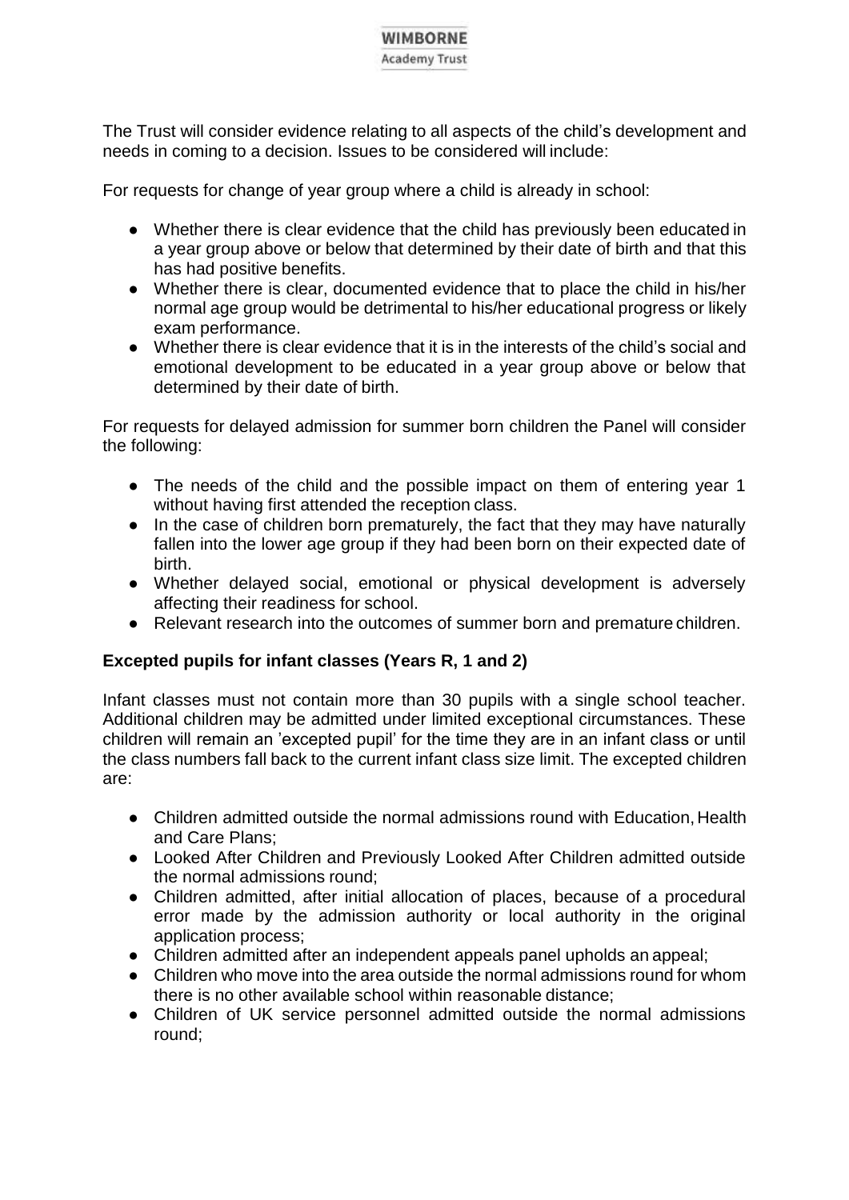The Trust will consider evidence relating to all aspects of the child's development and needs in coming to a decision. Issues to be considered will include:

For requests for change of year group where a child is already in school:

- Whether there is clear evidence that the child has previously been educated in a year group above or below that determined by their date of birth and that this has had positive benefits.
- Whether there is clear, documented evidence that to place the child in his/her normal age group would be detrimental to his/her educational progress or likely exam performance.
- Whether there is clear evidence that it is in the interests of the child's social and emotional development to be educated in a year group above or below that determined by their date of birth.

For requests for delayed admission for summer born children the Panel will consider the following:

- The needs of the child and the possible impact on them of entering year 1 without having first attended the reception class.
- In the case of children born prematurely, the fact that they may have naturally fallen into the lower age group if they had been born on their expected date of birth.
- Whether delayed social, emotional or physical development is adversely affecting their readiness for school.
- Relevant research into the outcomes of summer born and premature children.

**Excepted pupils for infant classes (Years R, 1 and 2)**

Infant classes must not contain more than 30 pupils with a single school teacher. Additional children may be admitted under limited exceptional circumstances. These children will remain an 'excepted pupil' for the time they are in an infant class or until the class numbers fall back to the current infant class size limit. The excepted children are:

- Children admitted outside the normal admissions round with Education, Health and Care Plans;
- Looked After Children and Previously Looked After Children admitted outside the normal admissions round;
- Children admitted, after initial allocation of places, because of a procedural error made by the admission authority or local authority in the original application process;
- Children admitted after an independent appeals panel upholds an appeal;
- Children who move into the area outside the normal admissions round for whom there is no other available school within reasonable distance;
- Children of UK service personnel admitted outside the normal admissions round;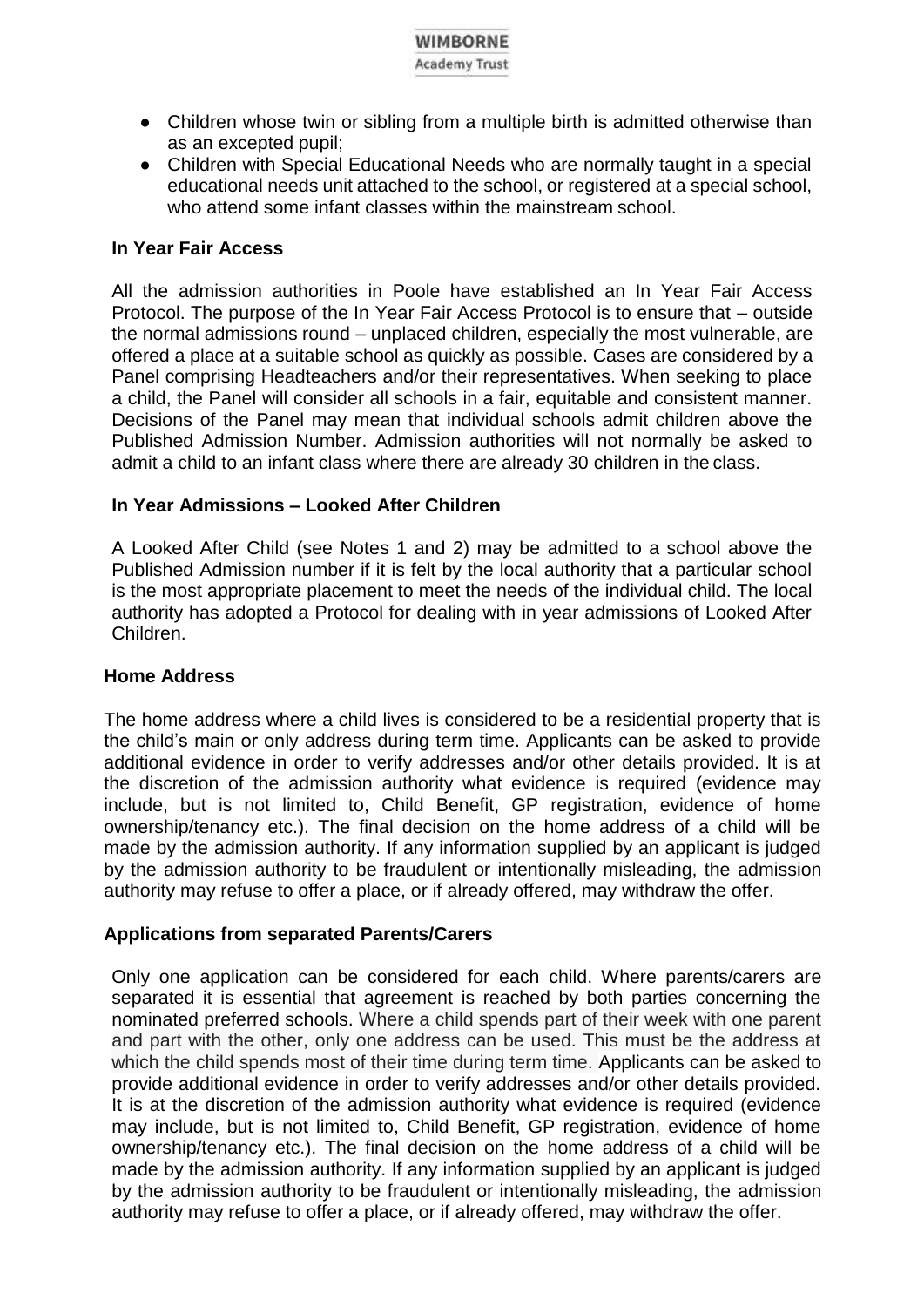- Children whose twin or sibling from a multiple birth is admitted otherwise than as an excepted pupil;
- Children with Special Educational Needs who are normally taught in a special educational needs unit attached to the school, or registered at a special school, who attend some infant classes within the mainstream school.

**In Year Fair Access**

All the admission authorities in Poole have established an In Year Fair Access Protocol. The purpose of the In Year Fair Access Protocol is to ensure that – outside the normal admissions round – unplaced children, especially the most vulnerable, are offered a place at a suitable school as quickly as possible. Cases are considered by a Panel comprising Headteachers and/or their representatives. When seeking to place a child, the Panel will consider all schools in a fair, equitable and consistent manner. Decisions of the Panel may mean that individual schools admit children above the Published Admission Number. Admission authorities will not normally be asked to admit a child to an infant class where there are already 30 children in the class.

**In Year Admissions – Looked After Children**

A Looked After Child (see Notes 1 and 2) may be admitted to a school above the Published Admission number if it is felt by the local authority that a particular school is the most appropriate placement to meet the needs of the individual child. The local authority has adopted a Protocol for dealing with in year admissions of Looked After Children.

**Home Address**

The home address where a child lives is considered to be a residential property that is the child's main or only address during term time. Applicants can be asked to provide additional evidence in order to verify addresses and/or other details provided. It is at the discretion of the admission authority what evidence is required (evidence may include, but is not limited to, Child Benefit, GP registration, evidence of home ownership/tenancy etc.). The final decision on the home address of a child will be made by the admission authority. If any information supplied by an applicant is judged by the admission authority to be fraudulent or intentionally misleading, the admission authority may refuse to offer a place, or if already offered, may withdraw the offer.

**Applications from separated Parents/Carers**

Only one application can be considered for each child. Where parents/carers are separated it is essential that agreement is reached by both parties concerning the nominated preferred schools. Where a child spends part of their week with one parent and part with the other, only one address can be used. This must be the address at which the child spends most of their time during term time. Applicants can be asked to provide additional evidence in order to verify addresses and/or other details provided. It is at the discretion of the admission authority what evidence is required (evidence may include, but is not limited to, Child Benefit, GP registration, evidence of home ownership/tenancy etc.). The final decision on the home address of a child will be made by the admission authority. If any information supplied by an applicant is judged by the admission authority to be fraudulent or intentionally misleading, the admission authority may refuse to offer a place, or if already offered, may withdraw the offer.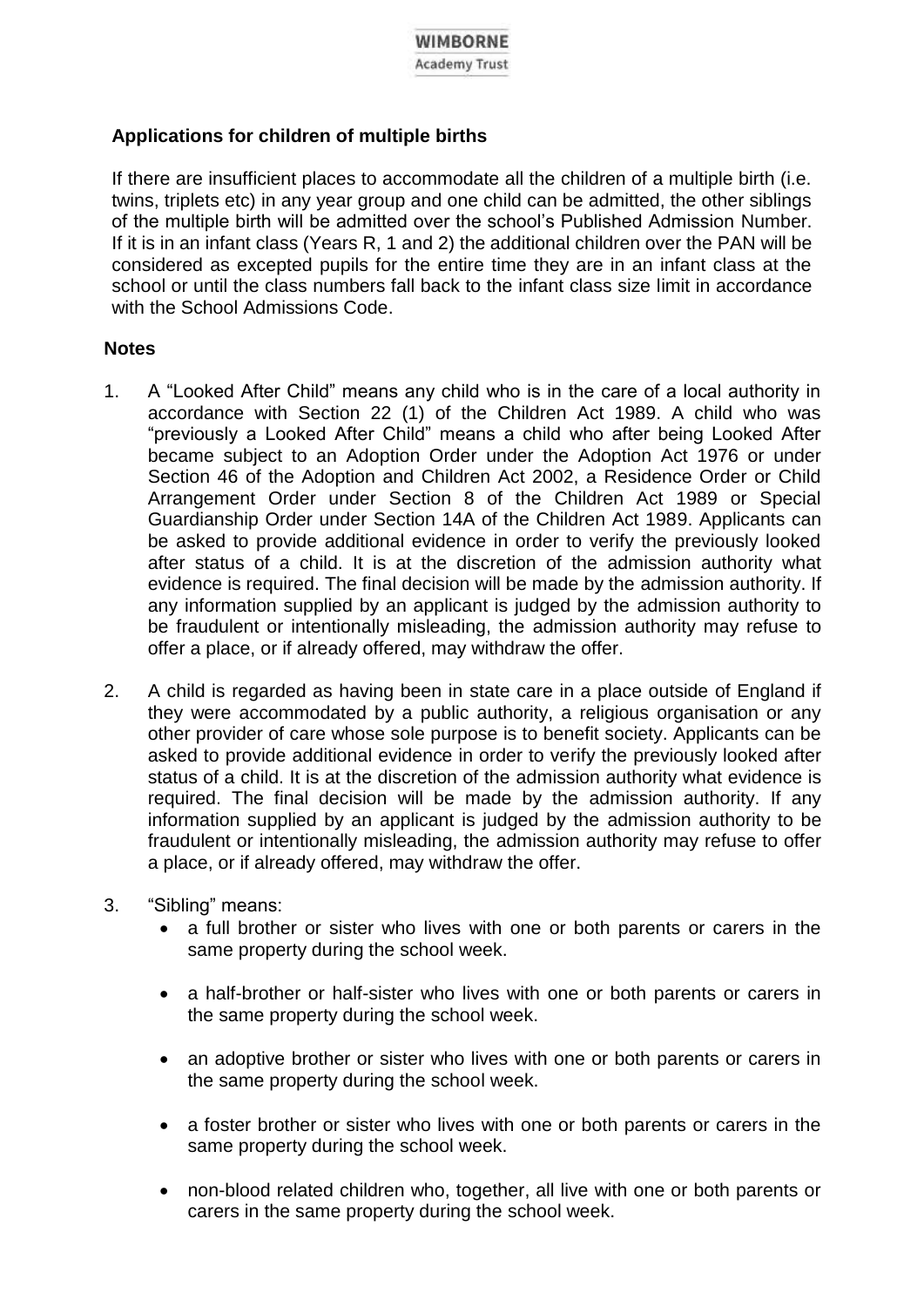### Applications for children of multiple births

If there are insufficient places to accommodate all the children of a multiple birth (i.e. twins, triplets etc) in any year group and one child can be admitted, the other siblings of the multiple birth will be admitted over the school's Published Admission Number. If it is in an infant class (Years R, 1 and 2) the additional children over the PAN will be considered as excepted pupils for the entire time they are in an infant class at the school or until the class numbers fall back to the infant class size limit in accordance with the School Admissions Code.

### Notes

1. A "Looked After Child" means any child who is in the care of a local authority in accordance with Section 22 (1) of the Children Act 1989. A child who was "previously a Looked After Child" means a child who after being Looked After became subject to an Adoption Order under the Adoption Act 1976 or under Section 46 of the Adoption and Children Act 2002, a Residence Order or Child Arrangement Order under Section 8 of the Children Act 1989 or Special Guardianship Order under Section 14A of the Children Act 1989. Applicants can be asked to provide additional evidence in order to verify the previously looked after status of a child. It is at the discretion of the admission authority what evidence is required. The final decision will be made by the admission authority. If any information supplied by an applicant is judged by the admission authority to be fraudulent or intentionally misleading, the admission authority may refuse to offer a place, or if already offered, may withdraw the offer.

2. A child is regarded as having been in state care in a place outside of England if they were accommodated by a public authority, a religious organisation or any other provider of care whose sole purpose is to benefit society. Applicants can be asked to provide additional evidence in order to verify the previously looked after status of a child. It is at the discretion of the admission authority what evidence is required. The final decision will be made by the admission authority. If any information supplied by an applicant is judged by the admission authority to be fraudulent or intentionally misleading, the admission authority may refuse to offer a place, or if already offered, may withdraw the offer.

3. "Sibling" means:
   - a full brother or sister who lives with one or both parents or carers in the same property during the school week.
   - a half-brother or half-sister who lives with one or both parents or carers in the same property during the school week.
   - an adoptive brother or sister who lives with one or both parents or carers in the same property during the school week.
   - a foster brother or sister who lives with one or both parents or carers in the same property during the school week.
   - non-blood related children who, together, all live with one or both parents or carers in the same property during the school week.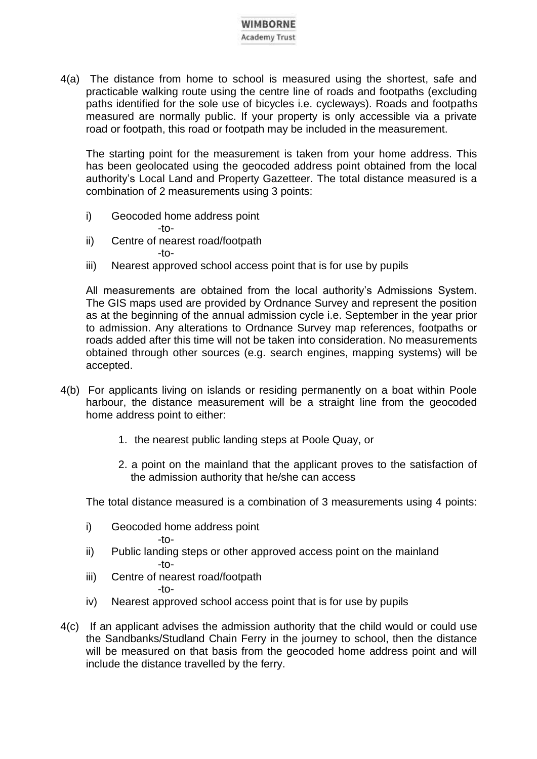4(a) The distance from home to school is measured using the shortest, safe and practicable walking route using the centre line of roads and footpaths (excluding paths identified for the sole use of bicycles i.e. cycleways). Roads and footpaths measured are normally public. If your property is only accessible via a private road or footpath, this road or footpath may be included in the measurement.

The starting point for the measurement is taken from your home address. This has been geolocated using the geocoded address point obtained from the local authority's Local Land and Property Gazetteer. The total distance measured is a combination of 2 measurements using 3 points:

i) Geocoded home address point
   -to-
ii) Centre of nearest road/footpath
   -to-
iii) Nearest approved school access point that is for use by pupils

All measurements are obtained from the local authority's Admissions System. The GIS maps used are provided by Ordnance Survey and represent the position as at the beginning of the annual admission cycle i.e. September in the year prior to admission. Any alterations to Ordnance Survey map references, footpaths or roads added after this time will not be taken into consideration. No measurements obtained through other sources (e.g. search engines, mapping systems) will be accepted.

4(b) For applicants living on islands or residing permanently on a boat within Poole harbour, the distance measurement will be a straight line from the geocoded home address point to either:

1. the nearest public landing steps at Poole Quay, or
2. a point on the mainland that the applicant proves to the satisfaction of the admission authority that he/she can access

The total distance measured is a combination of 3 measurements using 4 points:

i) Geocoded home address point
   -to-
ii) Public landing steps or other approved access point on the mainland
   -to-
iii) Centre of nearest road/footpath
   -to-
iv) Nearest approved school access point that is for use by pupils

4(c) If an applicant advises the admission authority that the child would or could use the Sandbanks/Studland Chain Ferry in the journey to school, then the distance will be measured on that basis from the geocoded home address point and will include the distance travelled by the ferry.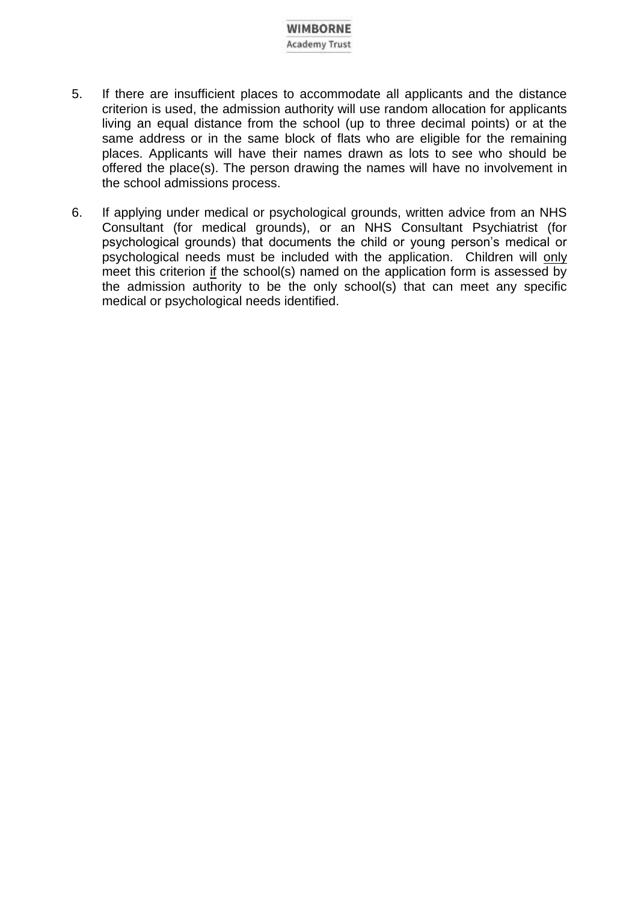5. If there are insufficient places to accommodate all applicants and the distance criterion is used, the admission authority will use random allocation for applicants living an equal distance from the school (up to three decimal points) or at the same address or in the same block of flats who are eligible for the remaining places. Applicants will have their names drawn as lots to see who should be offered the place(s). The person drawing the names will have no involvement in the school admissions process.

6. If applying under medical or psychological grounds, written advice from an NHS Consultant (for medical grounds), or an NHS Consultant Psychiatrist (for psychological grounds) that documents the child or young person's medical or psychological needs must be included with the application. Children will <u>only</u> meet this criterion <u>if</u> the school(s) named on the application form is assessed by the admission authority to be the only school(s) that can meet any specific medical or psychological needs identified.